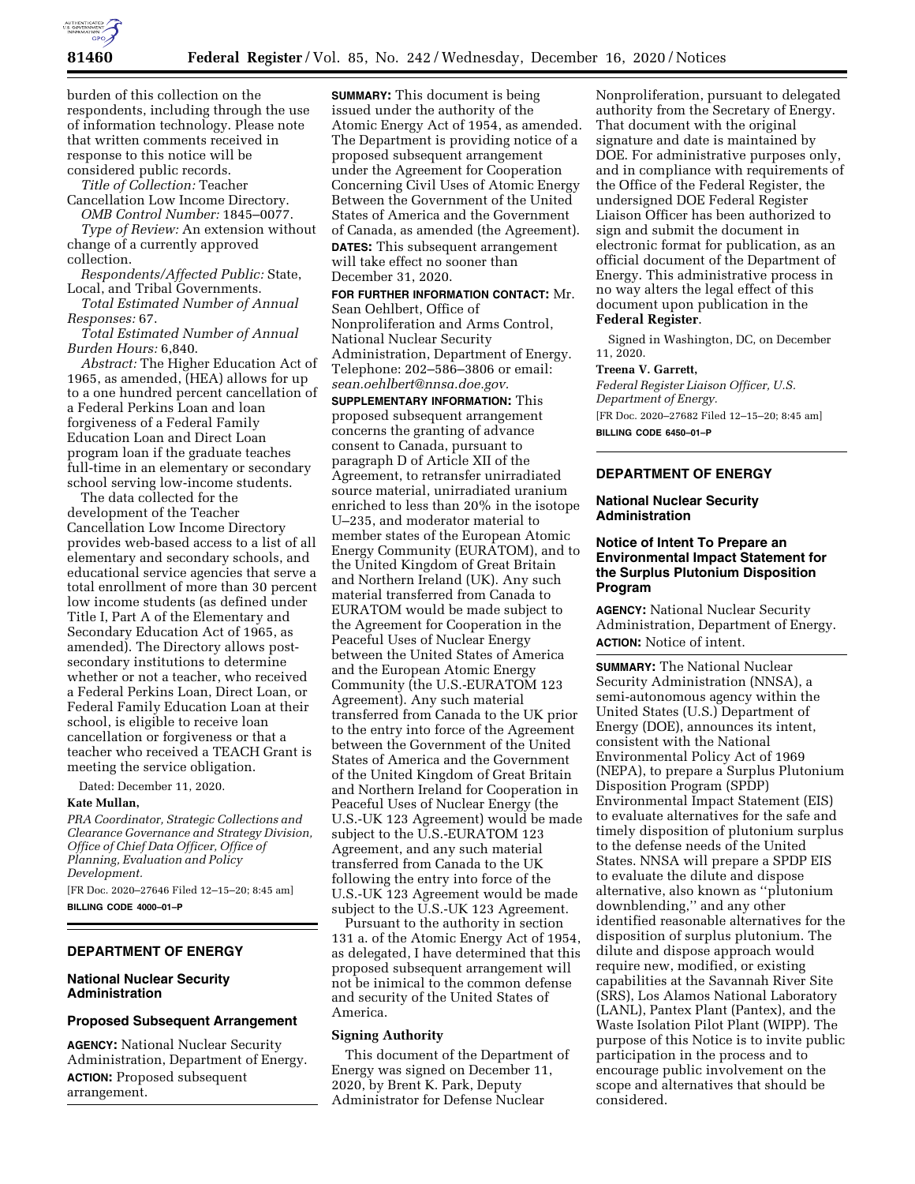burden of this collection on the respondents, including through the use of information technology. Please note that written comments received in response to this notice will be considered public records.

*Title of Collection:* Teacher Cancellation Low Income Directory.

*OMB Control Number:* 1845–0077.

*Type of Review:* An extension without change of a currently approved collection.

*Respondents/Affected Public:* State, Local, and Tribal Governments.

*Total Estimated Number of Annual Responses:* 67.

*Total Estimated Number of Annual Burden Hours:* 6,840.

*Abstract:* The Higher Education Act of 1965, as amended, (HEA) allows for up to a one hundred percent cancellation of a Federal Perkins Loan and loan forgiveness of a Federal Family Education Loan and Direct Loan program loan if the graduate teaches full-time in an elementary or secondary school serving low-income students.

The data collected for the development of the Teacher Cancellation Low Income Directory provides web-based access to a list of all elementary and secondary schools, and educational service agencies that serve a total enrollment of more than 30 percent low income students (as defined under Title I, Part A of the Elementary and Secondary Education Act of 1965, as amended). The Directory allows post-secondary institutions to determine whether or not a teacher, who received a Federal Perkins Loan, Direct Loan, or Federal Family Education Loan at their school, is eligible to receive loan cancellation or forgiveness or that a teacher who received a TEACH Grant is meeting the service obligation.

Dated: December 11, 2020.

**Kate Mullan,**

*PRA Coordinator, Strategic Collections and Clearance Governance and Strategy Division, Office of Chief Data Officer, Office of Planning, Evaluation and Policy Development.*

[FR Doc. 2020–27646 Filed 12–15–20; 8:45 am]

**BILLING CODE 4000–01–P**

## DEPARTMENT OF ENERGY

### National Nuclear Security Administration

### Proposed Subsequent Arrangement

**AGENCY:** National Nuclear Security Administration, Department of Energy.

**ACTION:** Proposed subsequent arrangement.

**SUMMARY:** This document is being issued under the authority of the Atomic Energy Act of 1954, as amended. The Department is providing notice of a proposed subsequent arrangement under the Agreement for Cooperation Concerning Civil Uses of Atomic Energy Between the Government of the United States of America and the Government of Canada, as amended (the Agreement).

**DATES:** This subsequent arrangement will take effect no sooner than December 31, 2020.

**FOR FURTHER INFORMATION CONTACT:** Mr. Sean Oehlbert, Office of Nonproliferation and Arms Control, National Nuclear Security Administration, Department of Energy. Telephone: 202–586–3806 or email: *sean.oehlbert@nnsa.doe.gov.*

**SUPPLEMENTARY INFORMATION:** This proposed subsequent arrangement concerns the granting of advance consent to Canada, pursuant to paragraph D of Article XII of the Agreement, to retransfer unirradiated source material, unirradiated uranium enriched to less than 20% in the isotope U–235, and moderator material to member states of the European Atomic Energy Community (EURATOM), and to the United Kingdom of Great Britain and Northern Ireland (UK). Any such material transferred from Canada to EURATOM would be made subject to the Agreement for Cooperation in the Peaceful Uses of Nuclear Energy between the United States of America and the European Atomic Energy Community (the U.S.-EURATOM 123 Agreement). Any such material transferred from Canada to the UK prior to the entry into force of the Agreement between the Government of the United States of America and the Government of the United Kingdom of Great Britain and Northern Ireland for Cooperation in Peaceful Uses of Nuclear Energy (the U.S.-UK 123 Agreement) would be made subject to the U.S.-EURATOM 123 Agreement, and any such material transferred from Canada to the UK following the entry into force of the U.S.-UK 123 Agreement would be made subject to the U.S.-UK 123 Agreement.

Pursuant to the authority in section 131 a. of the Atomic Energy Act of 1954, as delegated, I have determined that this proposed subsequent arrangement will not be inimical to the common defense and security of the United States of America.

#### Signing Authority

This document of the Department of Energy was signed on December 11, 2020, by Brent K. Park, Deputy Administrator for Defense Nuclear Nonproliferation, pursuant to delegated authority from the Secretary of Energy. That document with the original signature and date is maintained by DOE. For administrative purposes only, and in compliance with requirements of the Office of the Federal Register, the undersigned DOE Federal Register Liaison Officer has been authorized to sign and submit the document in electronic format for publication, as an official document of the Department of Energy. This administrative process in no way alters the legal effect of this document upon publication in the **Federal Register**.

Signed in Washington, DC, on December 11, 2020.

**Treena V. Garrett,**

*Federal Register Liaison Officer, U.S. Department of Energy.*

[FR Doc. 2020–27682 Filed 12–15–20; 8:45 am]

**BILLING CODE 6450–01–P**

## DEPARTMENT OF ENERGY

### National Nuclear Security Administration

### Notice of Intent To Prepare an Environmental Impact Statement for the Surplus Plutonium Disposition Program

**AGENCY:** National Nuclear Security Administration, Department of Energy.

**ACTION:** Notice of intent.

**SUMMARY:** The National Nuclear Security Administration (NNSA), a semi-autonomous agency within the United States (U.S.) Department of Energy (DOE), announces its intent, consistent with the National Environmental Policy Act of 1969 (NEPA), to prepare a Surplus Plutonium Disposition Program (SPDP) Environmental Impact Statement (EIS) to evaluate alternatives for the safe and timely disposition of plutonium surplus to the defense needs of the United States. NNSA will prepare a SPDP EIS to evaluate the dilute and dispose alternative, also known as ''plutonium downblending,'' and any other identified reasonable alternatives for the disposition of surplus plutonium. The dilute and dispose approach would require new, modified, or existing capabilities at the Savannah River Site (SRS), Los Alamos National Laboratory (LANL), Pantex Plant (Pantex), and the Waste Isolation Pilot Plant (WIPP). The purpose of this Notice is to invite public participation in the process and to encourage public involvement on the scope and alternatives that should be considered.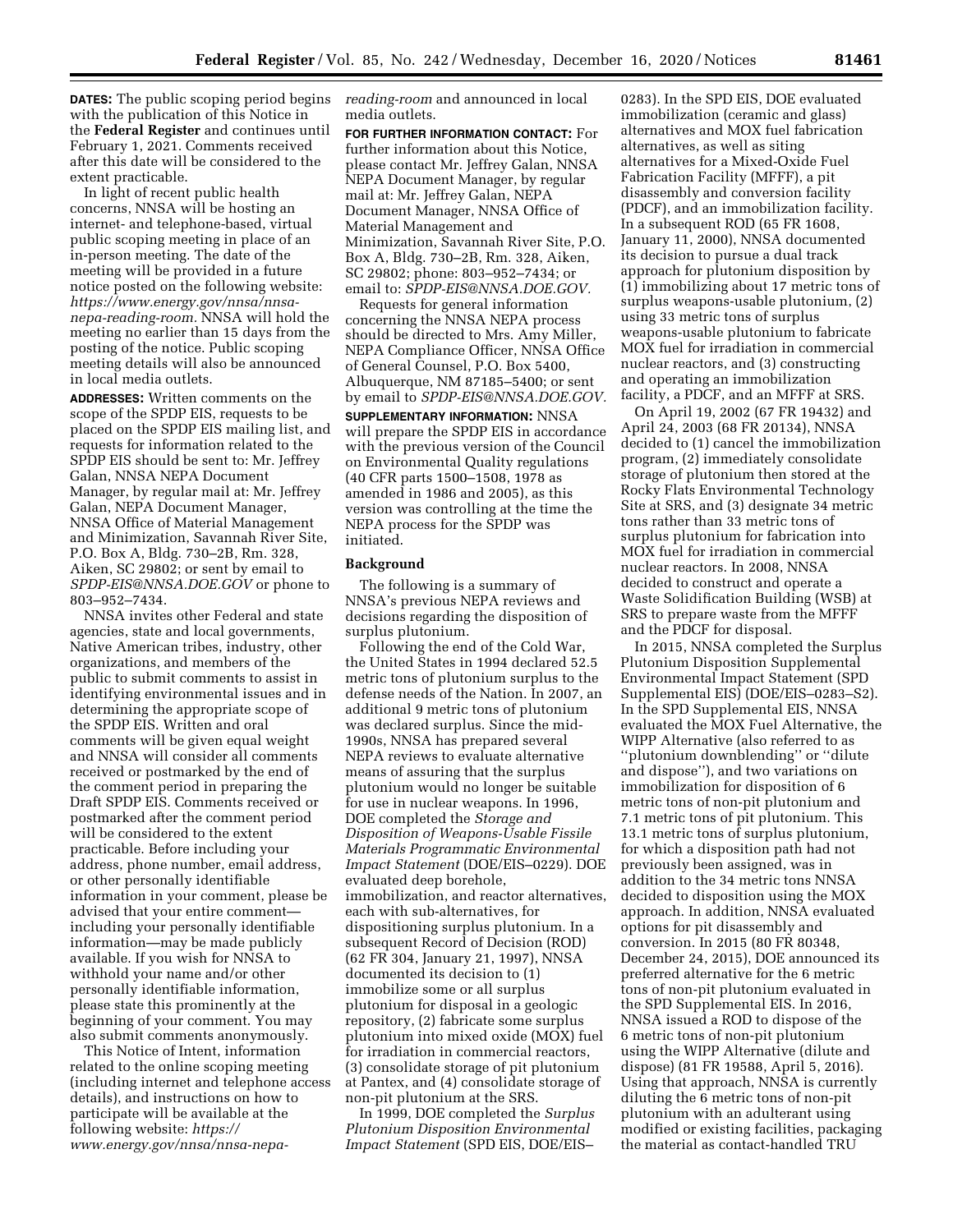**DATES:** The public scoping period begins with the publication of this Notice in the **Federal Register** and continues until February 1, 2021. Comments received after this date will be considered to the extent practicable.

In light of recent public health concerns, NNSA will be hosting an internet- and telephone-based, virtual public scoping meeting in place of an in-person meeting. The date of the meeting will be provided in a future notice posted on the following website: *https://www.energy.gov/nnsa/nnsa-nepa-reading-room.* NNSA will hold the meeting no earlier than 15 days from the posting of the notice. Public scoping meeting details will also be announced in local media outlets.

**ADDRESSES:** Written comments on the scope of the SPDP EIS, requests to be placed on the SPDP EIS mailing list, and requests for information related to the SPDP EIS should be sent to: Mr. Jeffrey Galan, NNSA NEPA Document Manager, by regular mail at: Mr. Jeffrey Galan, NEPA Document Manager, NNSA Office of Material Management and Minimization, Savannah River Site, P.O. Box A, Bldg. 730–2B, Rm. 328, Aiken, SC 29802; or sent by email to *SPDP-EIS@NNSA.DOE.GOV* or phone to 803–952–7434.

NNSA invites other Federal and state agencies, state and local governments, Native American tribes, industry, other organizations, and members of the public to submit comments to assist in identifying environmental issues and in determining the appropriate scope of the SPDP EIS. Written and oral comments will be given equal weight and NNSA will consider all comments received or postmarked by the end of the comment period in preparing the Draft SPDP EIS. Comments received or postmarked after the comment period will be considered to the extent practicable. Before including your address, phone number, email address, or other personally identifiable information in your comment, please be advised that your entire comment—including your personally identifiable information—may be made publicly available. If you wish for NNSA to withhold your name and/or other personally identifiable information, please state this prominently at the beginning of your comment. You may also submit comments anonymously.

This Notice of Intent, information related to the online scoping meeting (including internet and telephone access details), and instructions on how to participate will be available at the following website: *https://www.energy.gov/nnsa/nnsa-nepa-reading-room* and announced in local media outlets.

**FOR FURTHER INFORMATION CONTACT:** For further information about this Notice, please contact Mr. Jeffrey Galan, NNSA NEPA Document Manager, by regular mail at: Mr. Jeffrey Galan, NEPA Document Manager, NNSA Office of Material Management and Minimization, Savannah River Site, P.O. Box A, Bldg. 730–2B, Rm. 328, Aiken, SC 29802; phone: 803–952–7434; or email to: *SPDP-EIS@NNSA.DOE.GOV.*

Requests for general information concerning the NNSA NEPA process should be directed to Mrs. Amy Miller, NEPA Compliance Officer, NNSA Office of General Counsel, P.O. Box 5400, Albuquerque, NM 87185–5400; or sent by email to *SPDP-EIS@NNSA.DOE.GOV.*

**SUPPLEMENTARY INFORMATION:** NNSA will prepare the SPDP EIS in accordance with the previous version of the Council on Environmental Quality regulations (40 CFR parts 1500–1508, 1978 as amended in 1986 and 2005), as this version was controlling at the time the NEPA process for the SPDP was initiated.

## Background

The following is a summary of NNSA's previous NEPA reviews and decisions regarding the disposition of surplus plutonium.

Following the end of the Cold War, the United States in 1994 declared 52.5 metric tons of plutonium surplus to the defense needs of the Nation. In 2007, an additional 9 metric tons of plutonium was declared surplus. Since the mid-1990s, NNSA has prepared several NEPA reviews to evaluate alternative means of assuring that the surplus plutonium would no longer be suitable for use in nuclear weapons. In 1996, DOE completed the *Storage and Disposition of Weapons-Usable Fissile Materials Programmatic Environmental Impact Statement* (DOE/EIS–0229). DOE evaluated deep borehole, immobilization, and reactor alternatives, each with sub-alternatives, for dispositioning surplus plutonium. In a subsequent Record of Decision (ROD) (62 FR 304, January 21, 1997), NNSA documented its decision to (1) immobilize some or all surplus plutonium for disposal in a geologic repository, (2) fabricate some surplus plutonium into mixed oxide (MOX) fuel for irradiation in commercial reactors, (3) consolidate storage of pit plutonium at Pantex, and (4) consolidate storage of non-pit plutonium at the SRS.

In 1999, DOE completed the *Surplus Plutonium Disposition Environmental Impact Statement* (SPD EIS, DOE/EIS–0283). In the SPD EIS, DOE evaluated immobilization (ceramic and glass) alternatives and MOX fuel fabrication alternatives, as well as siting alternatives for a Mixed-Oxide Fuel Fabrication Facility (MFFF), a pit disassembly and conversion facility (PDCF), and an immobilization facility. In a subsequent ROD (65 FR 1608, January 11, 2000), NNSA documented its decision to pursue a dual track approach for plutonium disposition by (1) immobilizing about 17 metric tons of surplus weapons-usable plutonium, (2) using 33 metric tons of surplus weapons-usable plutonium to fabricate MOX fuel for irradiation in commercial nuclear reactors, and (3) constructing and operating an immobilization facility, a PDCF, and an MFFF at SRS.

On April 19, 2002 (67 FR 19432) and April 24, 2003 (68 FR 20134), NNSA decided to (1) cancel the immobilization program, (2) immediately consolidate storage of plutonium then stored at the Rocky Flats Environmental Technology Site at SRS, and (3) designate 34 metric tons rather than 33 metric tons of surplus plutonium for fabrication into MOX fuel for irradiation in commercial nuclear reactors. In 2008, NNSA decided to construct and operate a Waste Solidification Building (WSB) at SRS to prepare waste from the MFFF and the PDCF for disposal.

In 2015, NNSA completed the Surplus Plutonium Disposition Supplemental Environmental Impact Statement (SPD Supplemental EIS) (DOE/EIS–0283–S2). In the SPD Supplemental EIS, NNSA evaluated the MOX Fuel Alternative, the WIPP Alternative (also referred to as "plutonium downblending" or "dilute and dispose"), and two variations on immobilization for disposition of 6 metric tons of non-pit plutonium and 7.1 metric tons of pit plutonium. This 13.1 metric tons of surplus plutonium, for which a disposition path had not previously been assigned, was in addition to the 34 metric tons NNSA decided to disposition using the MOX approach. In addition, NNSA evaluated options for pit disassembly and conversion. In 2015 (80 FR 80348, December 24, 2015), DOE announced its preferred alternative for the 6 metric tons of non-pit plutonium evaluated in the SPD Supplemental EIS. In 2016, NNSA issued a ROD to dispose of the 6 metric tons of non-pit plutonium using the WIPP Alternative (dilute and dispose) (81 FR 19588, April 5, 2016). Using that approach, NNSA is currently diluting the 6 metric tons of non-pit plutonium with an adulterant using modified or existing facilities, packaging the material as contact-handled TRU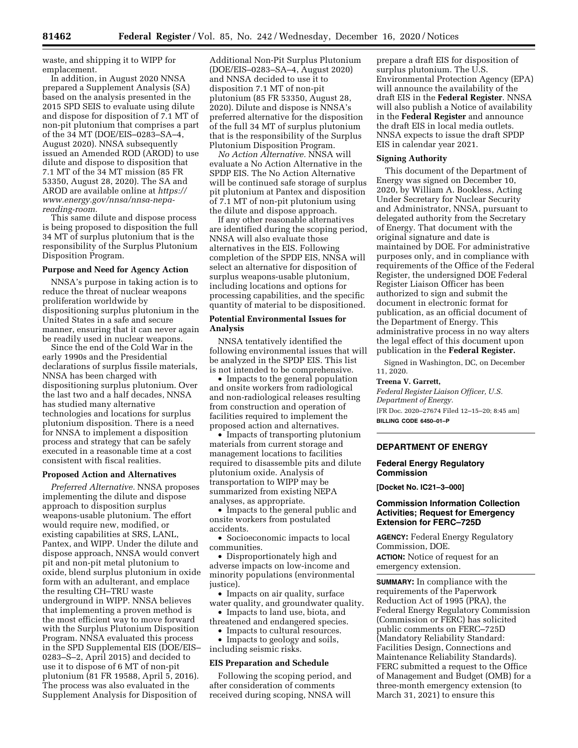waste, and shipping it to WIPP for emplacement.

In addition, in August 2020 NNSA prepared a Supplement Analysis (SA) based on the analysis presented in the 2015 SPD SEIS to evaluate using dilute and dispose for disposition of 7.1 MT of non-pit plutonium that comprises a part of the 34 MT (DOE/EIS–0283–SA–4, August 2020). NNSA subsequently issued an Amended ROD (AROD) to use dilute and dispose to disposition that 7.1 MT of the 34 MT mission (85 FR 53350, August 28, 2020). The SA and AROD are available online at *https://www.energy.gov/nnsa/nnsa-nepa-reading-room.*

This same dilute and dispose process is being proposed to disposition the full 34 MT of surplus plutonium that is the responsibility of the Surplus Plutonium Disposition Program.

### Purpose and Need for Agency Action

NNSA's purpose in taking action is to reduce the threat of nuclear weapons proliferation worldwide by dispositioning surplus plutonium in the United States in a safe and secure manner, ensuring that it can never again be readily used in nuclear weapons.

Since the end of the Cold War in the early 1990s and the Presidential declarations of surplus fissile materials, NNSA has been charged with dispositioning surplus plutonium. Over the last two and a half decades, NNSA has studied many alternative technologies and locations for surplus plutonium disposition. There is a need for NNSA to implement a disposition process and strategy that can be safely executed in a reasonable time at a cost consistent with fiscal realities.

### Proposed Action and Alternatives

*Preferred Alternative.* NNSA proposes implementing the dilute and dispose approach to disposition surplus weapons-usable plutonium. The effort would require new, modified, or existing capabilities at SRS, LANL, Pantex, and WIPP. Under the dilute and dispose approach, NNSA would convert pit and non-pit metal plutonium to oxide, blend surplus plutonium in oxide form with an adulterant, and emplace the resulting CH–TRU waste underground in WIPP. NNSA believes that implementing a proven method is the most efficient way to move forward with the Surplus Plutonium Disposition Program. NNSA evaluated this process in the SPD Supplemental EIS (DOE/EIS–0283–S–2, April 2015) and decided to use it to dispose of 6 MT of non-pit plutonium (81 FR 19588, April 5, 2016). The process was also evaluated in the Supplement Analysis for Disposition of Additional Non-Pit Surplus Plutonium (DOE/EIS–0283–SA–4, August 2020) and NNSA decided to use it to disposition 7.1 MT of non-pit plutonium (85 FR 53350, August 28, 2020). Dilute and dispose is NNSA's preferred alternative for the disposition of the full 34 MT of surplus plutonium that is the responsibility of the Surplus Plutonium Disposition Program.

*No Action Alternative.* NNSA will evaluate a No Action Alternative in the SPDP EIS. The No Action Alternative will be continued safe storage of surplus pit plutonium at Pantex and disposition of 7.1 MT of non-pit plutonium using the dilute and dispose approach.

If any other reasonable alternatives are identified during the scoping period, NNSA will also evaluate those alternatives in the EIS. Following completion of the SPDP EIS, NNSA will select an alternative for disposition of surplus weapons-usable plutonium, including locations and options for processing capabilities, and the specific quantity of material to be dispositioned.

### Potential Environmental Issues for Analysis

NNSA tentatively identified the following environmental issues that will be analyzed in the SPDP EIS. This list is not intended to be comprehensive.

- Impacts to the general population and onsite workers from radiological and non-radiological releases resulting from construction and operation of facilities required to implement the proposed action and alternatives.
- Impacts of transporting plutonium materials from current storage and management locations to facilities required to disassemble pits and dilute plutonium oxide. Analysis of transportation to WIPP may be summarized from existing NEPA analyses, as appropriate.
- Impacts to the general public and onsite workers from postulated accidents.
- Socioeconomic impacts to local communities.
- Disproportionately high and adverse impacts on low-income and minority populations (environmental justice).
- Impacts on air quality, surface water quality, and groundwater quality.
- Impacts to land use, biota, and threatened and endangered species.
- Impacts to cultural resources.
- Impacts to geology and soils, including seismic risks.

### EIS Preparation and Schedule

Following the scoping period, and after consideration of comments received during scoping, NNSA will prepare a draft EIS for disposition of surplus plutonium. The U.S. Environmental Protection Agency (EPA) will announce the availability of the draft EIS in the **Federal Register**. NNSA will also publish a Notice of availability in the **Federal Register** and announce the draft EIS in local media outlets. NNSA expects to issue the draft SPDP EIS in calendar year 2021.

### Signing Authority

This document of the Department of Energy was signed on December 10, 2020, by William A. Bookless, Acting Under Secretary for Nuclear Security and Administrator, NNSA, pursuant to delegated authority from the Secretary of Energy. That document with the original signature and date is maintained by DOE. For administrative purposes only, and in compliance with requirements of the Office of the Federal Register, the undersigned DOE Federal Register Liaison Officer has been authorized to sign and submit the document in electronic format for publication, as an official document of the Department of Energy. This administrative process in no way alters the legal effect of this document upon publication in the **Federal Register.**

Signed in Washington, DC, on December 11, 2020.

**Treena V. Garrett,**

*Federal Register Liaison Officer, U.S. Department of Energy.*

[FR Doc. 2020–27674 Filed 12–15–20; 8:45 am]

**BILLING CODE 6450–01–P**

---

## DEPARTMENT OF ENERGY

### Federal Energy Regulatory Commission

**[Docket No. IC21–3–000]**

### Commission Information Collection Activities; Request for Emergency Extension for FERC–725D

**AGENCY:** Federal Energy Regulatory Commission, DOE.

**ACTION:** Notice of request for an emergency extension.

**SUMMARY:** In compliance with the requirements of the Paperwork Reduction Act of 1995 (PRA), the Federal Energy Regulatory Commission (Commission or FERC) has solicited public comments on FERC–725D (Mandatory Reliability Standard: Facilities Design, Connections and Maintenance Reliability Standards). FERC submitted a request to the Office of Management and Budget (OMB) for a three-month emergency extension (to March 31, 2021) to ensure this